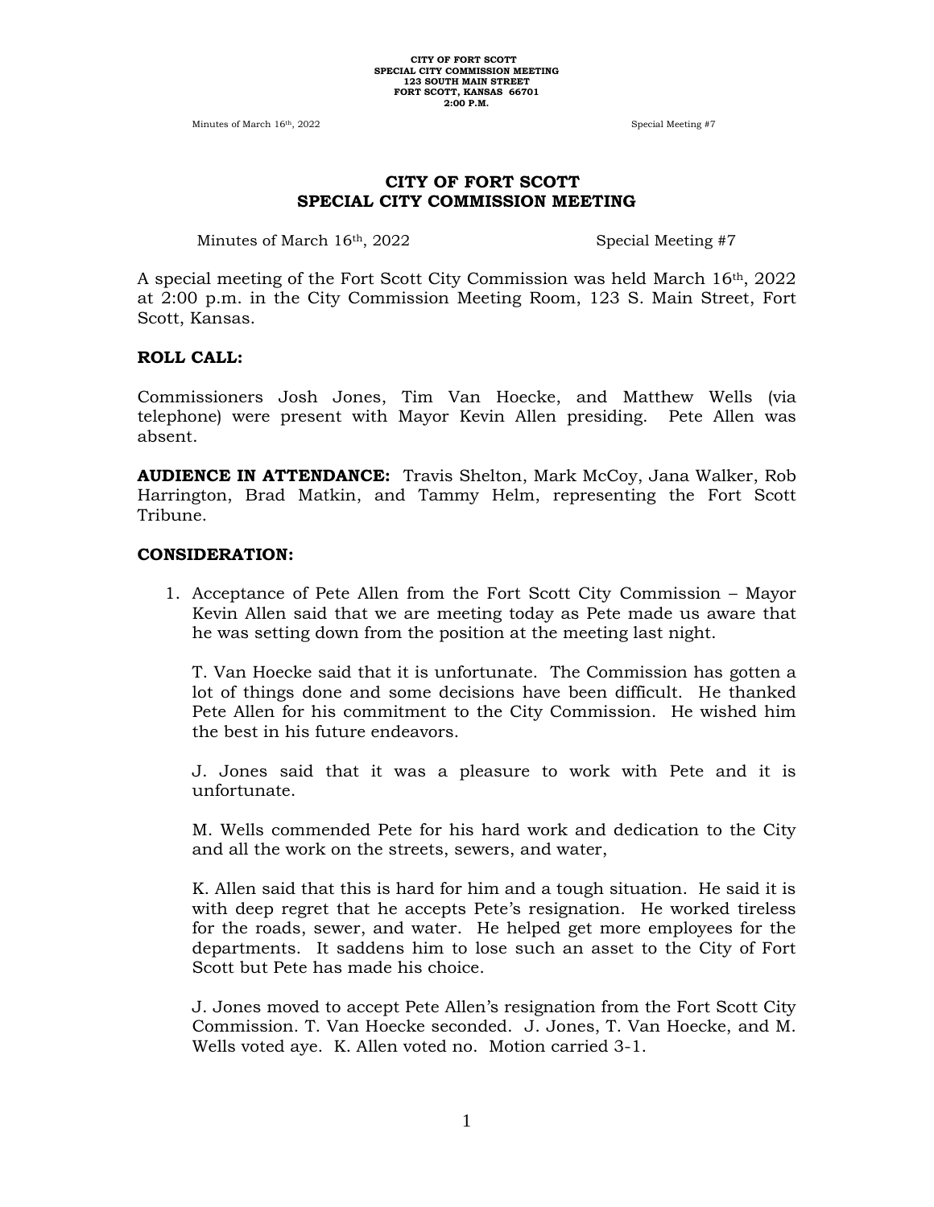# CITY OF FORT SCOTT
# SPECIAL CITY COMMISSION MEETING

Minutes of March 16th, 2022 Special Meeting #7

A special meeting of the Fort Scott City Commission was held March 16th, 2022 at 2:00 p.m. in the City Commission Meeting Room, 123 S. Main Street, Fort Scott, Kansas.

**ROLL CALL:**

Commissioners Josh Jones, Tim Van Hoecke, and Matthew Wells (via telephone) were present with Mayor Kevin Allen presiding. Pete Allen was absent.

**AUDIENCE IN ATTENDANCE:** Travis Shelton, Mark McCoy, Jana Walker, Rob Harrington, Brad Matkin, and Tammy Helm, representing the Fort Scott Tribune.

**CONSIDERATION:**

1. Acceptance of Pete Allen from the Fort Scott City Commission – Mayor Kevin Allen said that we are meeting today as Pete made us aware that he was setting down from the position at the meeting last night.

   T. Van Hoecke said that it is unfortunate. The Commission has gotten a lot of things done and some decisions have been difficult. He thanked Pete Allen for his commitment to the City Commission. He wished him the best in his future endeavors.

   J. Jones said that it was a pleasure to work with Pete and it is unfortunate.

   M. Wells commended Pete for his hard work and dedication to the City and all the work on the streets, sewers, and water,

   K. Allen said that this is hard for him and a tough situation. He said it is with deep regret that he accepts Pete's resignation. He worked tireless for the roads, sewer, and water. He helped get more employees for the departments. It saddens him to lose such an asset to the City of Fort Scott but Pete has made his choice.

   J. Jones moved to accept Pete Allen's resignation from the Fort Scott City Commission. T. Van Hoecke seconded. J. Jones, T. Van Hoecke, and M. Wells voted aye. K. Allen voted no. Motion carried 3-1.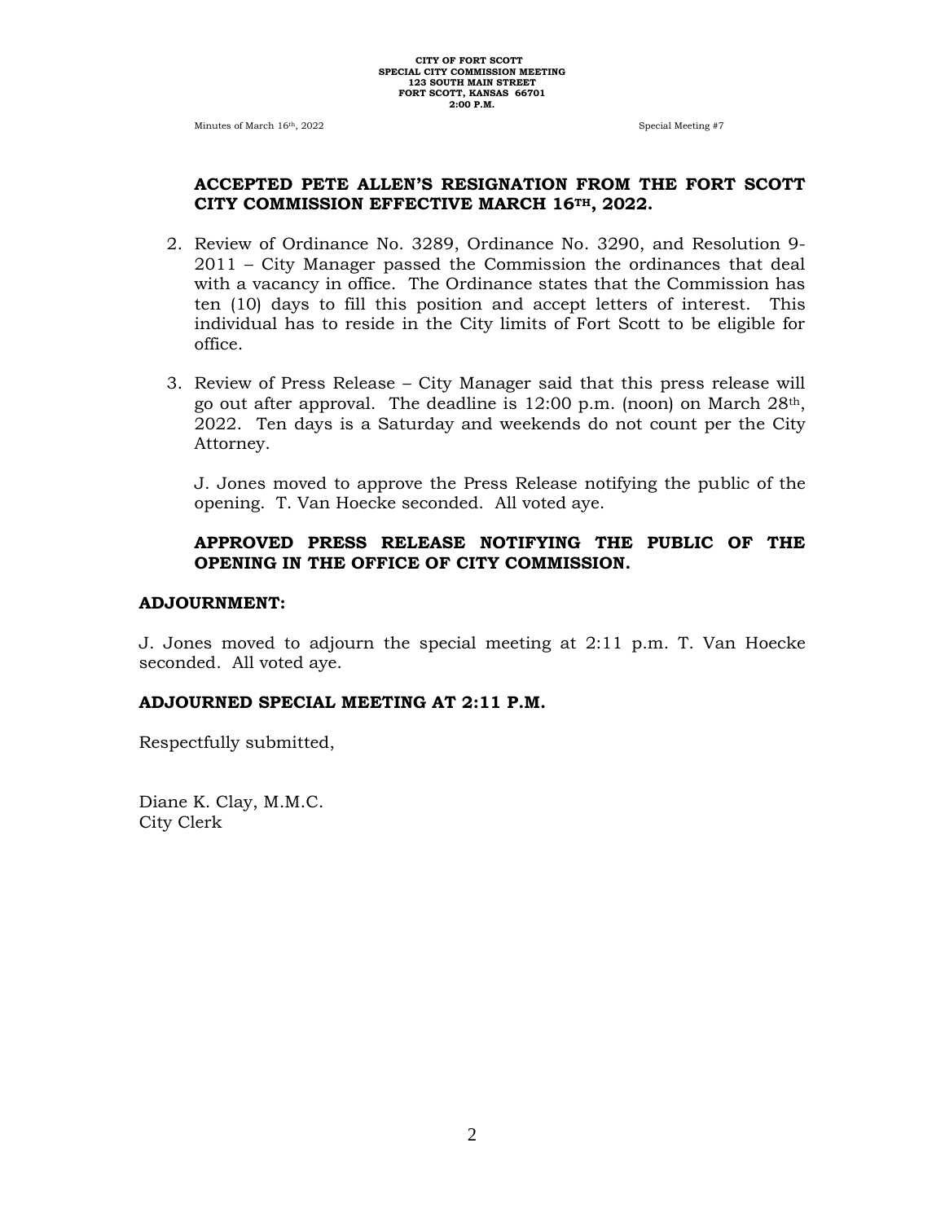**ACCEPTED PETE ALLEN'S RESIGNATION FROM THE FORT SCOTT CITY COMMISSION EFFECTIVE MARCH 16TH, 2022.**

2. Review of Ordinance No. 3289, Ordinance No. 3290, and Resolution 9-2011 – City Manager passed the Commission the ordinances that deal with a vacancy in office. The Ordinance states that the Commission has ten (10) days to fill this position and accept letters of interest. This individual has to reside in the City limits of Fort Scott to be eligible for office.

3. Review of Press Release – City Manager said that this press release will go out after approval. The deadline is 12:00 p.m. (noon) on March 28th, 2022. Ten days is a Saturday and weekends do not count per the City Attorney.

   J. Jones moved to approve the Press Release notifying the public of the opening. T. Van Hoecke seconded. All voted aye.

   **APPROVED PRESS RELEASE NOTIFYING THE PUBLIC OF THE OPENING IN THE OFFICE OF CITY COMMISSION.**

**ADJOURNMENT:**

J. Jones moved to adjourn the special meeting at 2:11 p.m. T. Van Hoecke seconded. All voted aye.

**ADJOURNED SPECIAL MEETING AT 2:11 P.M.**

Respectfully submitted,

Diane K. Clay, M.M.C.
City Clerk